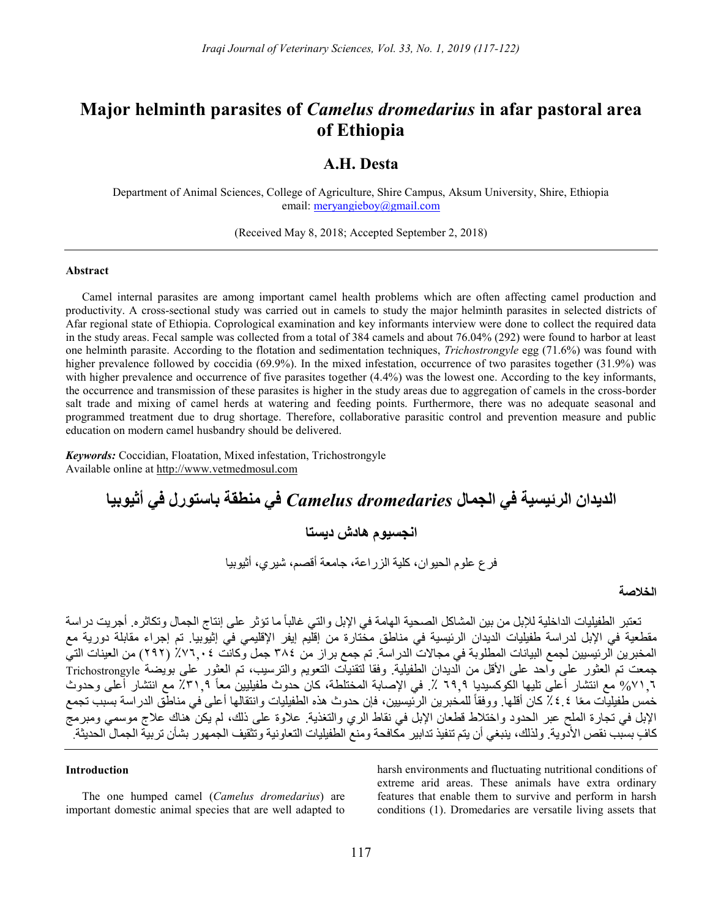# Major helminth parasites of *Camelus dromedarius* in afar pastoral area of Ethiopia

## A.H. Desta

Department of Animal Sciences, College of Agriculture, Shire Campus, Aksum University, Shire, Ethiopia
email: meryangieboy@gmail.com

(Received May 8, 2018; Accepted September 2, 2018)

---

**Abstract**

Camel internal parasites are among important camel health problems which are often affecting camel production and productivity. A cross-sectional study was carried out in camels to study the major helminth parasites in selected districts of Afar regional state of Ethiopia. Coprological examination and key informants interview were done to collect the required data in the study areas. Fecal sample was collected from a total of 384 camels and about 76.04% (292) were found to harbor at least one helminth parasite. According to the flotation and sedimentation techniques, *Trichostrongyle* egg (71.6%) was found with higher prevalence followed by coccidia (69.9%). In the mixed infestation, occurrence of two parasites together (31.9%) was with higher prevalence and occurrence of five parasites together (4.4%) was the lowest one. According to the key informants, the occurrence and transmission of these parasites is higher in the study areas due to aggregation of camels in the cross-border salt trade and mixing of camel herds at watering and feeding points. Furthermore, there was no adequate seasonal and programmed treatment due to drug shortage. Therefore, collaborative parasitic control and prevention measure and public education on modern camel husbandry should be delivered.

***Keywords:*** Coccidian, Floatation, Mixed infestation, Trichostrongyle
Available online at http://www.vetmedmosul.com

# الديدان الرئيسية في الجمال *Camelus dromedaries* في منطقة باستورل في أثيوبيا

## انجسيوم هادش ديستا

فرع علوم الحيوان، كلية الزراعة، جامعة أقصم، شيري، أثيوبيا

**الخلاصة**

تعتبر الطفيليات الداخلية للإبل من بين المشاكل الصحية الهامة في الإبل والتي غالباً ما تؤثر على إنتاج الجمال وتكاثره. أجريت دراسة مقطعية في الإبل لدراسة طفيليات الديدان الرئيسية في مناطق مختارة من إقليم إيفر الإقليمي في إثيوبيا. تم إجراء مقابلة دورية مع المخبرين الرئيسيين لجمع البيانات المطلوبة في مجالات الدراسة. تم جمع براز من ٣٨٤ جمل وكانت ٧٦,٠٤٪ (٢٩٢) من العينات التي جمعت تم العثور على واحد على الأقل من الديدان الطفيلية. وفقا لتقنيات التعويم والترسيب، تم العثور على بويضة Trichostrongyle ٧١,٦% مع انتشار أعلى تليها الكوكسيديا ٦٩,٩ ٪. في الإصابة المختلطة، كان حدوث طفيليين معاً ٣١,٩٪ مع انتشار أعلى وحدوث خمس طفيليات معًا ٤,٤٪ كان أقلها. ووفقاً للمخبرين الرئيسيين، فإن حدوث هذه الطفيليات وانتقالها أعلى في مناطق الدراسة بسبب تجمع الإبل في تجارة الملح عبر الحدود واختلاط قطعان الإبل في نقاط الري والتغذية. علاوة على ذلك، لم يكن هناك علاج موسمي ومبرمج كافٍ بسبب نقص الأدوية. ولذلك، ينبغي أن يتم تنفيذ تدابير مكافحة ومنع الطفيليات التعاونية وتثقيف الجمهور بشأن تربية الجمال الحديثة.

**Introduction**

The one humped camel (*Camelus dromedarius*) are important domestic animal species that are well adapted to harsh environments and fluctuating nutritional conditions of extreme arid areas. These animals have extra ordinary features that enable them to survive and perform in harsh conditions (1). Dromedaries are versatile living assets that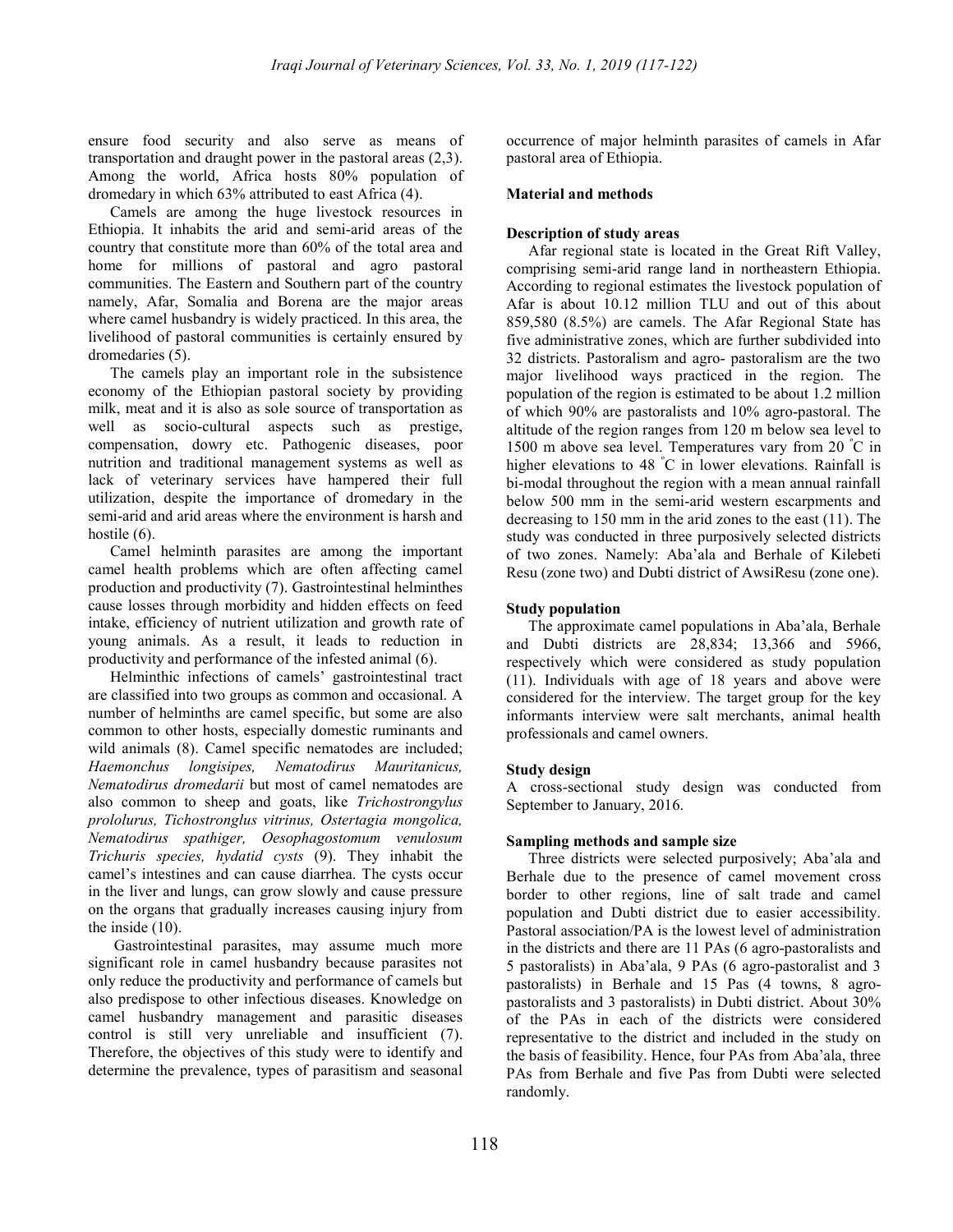ensure food security and also serve as means of transportation and draught power in the pastoral areas (2,3). Among the world, Africa hosts 80% population of dromedary in which 63% attributed to east Africa (4).

Camels are among the huge livestock resources in Ethiopia. It inhabits the arid and semi-arid areas of the country that constitute more than 60% of the total area and home for millions of pastoral and agro pastoral communities. The Eastern and Southern part of the country namely, Afar, Somalia and Borena are the major areas where camel husbandry is widely practiced. In this area, the livelihood of pastoral communities is certainly ensured by dromedaries (5).

The camels play an important role in the subsistence economy of the Ethiopian pastoral society by providing milk, meat and it is also as sole source of transportation as well as socio-cultural aspects such as prestige, compensation, dowry etc. Pathogenic diseases, poor nutrition and traditional management systems as well as lack of veterinary services have hampered their full utilization, despite the importance of dromedary in the semi-arid and arid areas where the environment is harsh and hostile (6).

Camel helminth parasites are among the important camel health problems which are often affecting camel production and productivity (7). Gastrointestinal helminthes cause losses through morbidity and hidden effects on feed intake, efficiency of nutrient utilization and growth rate of young animals. As a result, it leads to reduction in productivity and performance of the infested animal (6).

Helminthic infections of camels' gastrointestinal tract are classified into two groups as common and occasional. A number of helminths are camel specific, but some are also common to other hosts, especially domestic ruminants and wild animals (8). Camel specific nematodes are included; *Haemonchus longisipes, Nematodirus Mauritanicus, Nematodirus dromedarii* but most of camel nematodes are also common to sheep and goats, like *Trichostrongylus prololurus, Tichostronglus vitrinus, Ostertagia mongolica, Nematodirus spathiger, Oesophagostomum venulosum Trichuris species, hydatid cysts* (9). They inhabit the camel's intestines and can cause diarrhea. The cysts occur in the liver and lungs, can grow slowly and cause pressure on the organs that gradually increases causing injury from the inside (10).

Gastrointestinal parasites, may assume much more significant role in camel husbandry because parasites not only reduce the productivity and performance of camels but also predispose to other infectious diseases. Knowledge on camel husbandry management and parasitic diseases control is still very unreliable and insufficient (7). Therefore, the objectives of this study were to identify and determine the prevalence, types of parasitism and seasonal occurrence of major helminth parasites of camels in Afar pastoral area of Ethiopia.

## Material and methods

### Description of study areas

Afar regional state is located in the Great Rift Valley, comprising semi-arid range land in northeastern Ethiopia. According to regional estimates the livestock population of Afar is about 10.12 million TLU and out of this about 859,580 (8.5%) are camels. The Afar Regional State has five administrative zones, which are further subdivided into 32 districts. Pastoralism and agro- pastoralism are the two major livelihood ways practiced in the region. The population of the region is estimated to be about 1.2 million of which 90% are pastoralists and 10% agro-pastoral. The altitude of the region ranges from 120 m below sea level to 1500 m above sea level. Temperatures vary from 20 °C in higher elevations to 48 °C in lower elevations. Rainfall is bi-modal throughout the region with a mean annual rainfall below 500 mm in the semi-arid western escarpments and decreasing to 150 mm in the arid zones to the east (11). The study was conducted in three purposively selected districts of two zones. Namely: Aba'ala and Berhale of Kilebeti Resu (zone two) and Dubti district of AwsiResu (zone one).

### Study population

The approximate camel populations in Aba'ala, Berhale and Dubti districts are 28,834; 13,366 and 5966, respectively which were considered as study population (11). Individuals with age of 18 years and above were considered for the interview. The target group for the key informants interview were salt merchants, animal health professionals and camel owners.

### Study design

A cross-sectional study design was conducted from September to January, 2016.

### Sampling methods and sample size

Three districts were selected purposively; Aba'ala and Berhale due to the presence of camel movement cross border to other regions, line of salt trade and camel population and Dubti district due to easier accessibility. Pastoral association/PA is the lowest level of administration in the districts and there are 11 PAs (6 agro-pastoralists and 5 pastoralists) in Aba'ala, 9 PAs (6 agro-pastoralist and 3 pastoralists) in Berhale and 15 Pas (4 towns, 8 agro-pastoralists and 3 pastoralists) in Dubti district. About 30% of the PAs in each of the districts were considered representative to the district and included in the study on the basis of feasibility. Hence, four PAs from Aba'ala, three PAs from Berhale and five Pas from Dubti were selected randomly.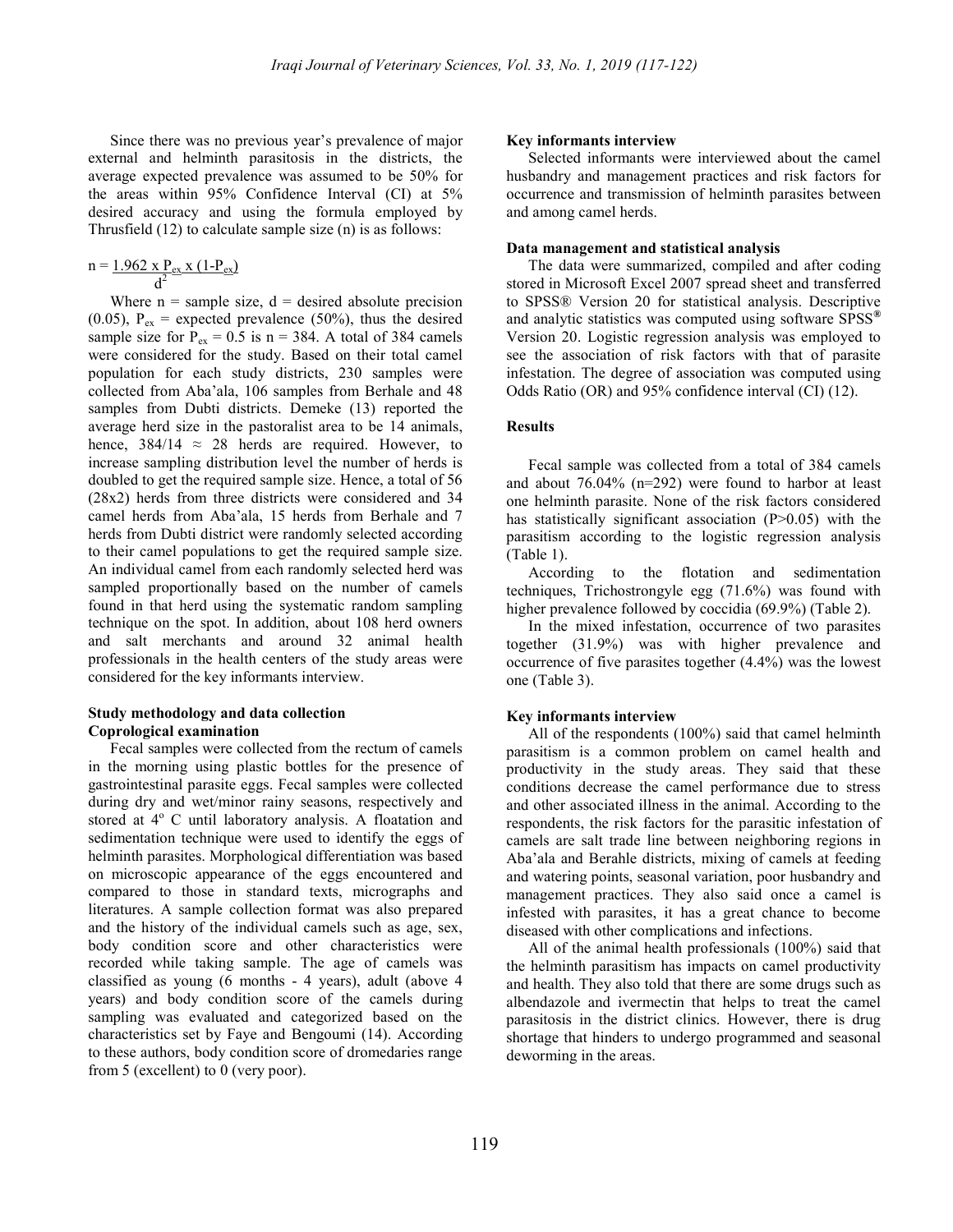Since there was no previous year's prevalence of major external and helminth parasitosis in the districts, the average expected prevalence was assumed to be 50% for the areas within 95% Confidence Interval (CI) at 5% desired accuracy and using the formula employed by Thrusfield (12) to calculate sample size (n) is as follows:

$$n = \frac{1.96^2 \times P_{ex} \times (1-P_{ex})}{d^2}$$

Where n = sample size, d = desired absolute precision (0.05), $P_{ex}$ = expected prevalence (50%), thus the desired sample size for $P_{ex}$ = 0.5 is n = 384. A total of 384 camels were considered for the study. Based on their total camel population for each study districts, 230 samples were collected from Aba'ala, 106 samples from Berhale and 48 samples from Dubti districts. Demeke (13) reported the average herd size in the pastoralist area to be 14 animals, hence, $384/14 \approx 28$ herds are required. However, to increase sampling distribution level the number of herds is doubled to get the required sample size. Hence, a total of 56 (28x2) herds from three districts were considered and 34 camel herds from Aba'ala, 15 herds from Berhale and 7 herds from Dubti district were randomly selected according to their camel populations to get the required sample size. An individual camel from each randomly selected herd was sampled proportionally based on the number of camels found in that herd using the systematic random sampling technique on the spot. In addition, about 108 herd owners and salt merchants and around 32 animal health professionals in the health centers of the study areas were considered for the key informants interview.

### Study methodology and data collection

#### Coprological examination

Fecal samples were collected from the rectum of camels in the morning using plastic bottles for the presence of gastrointestinal parasite eggs. Fecal samples were collected during dry and wet/minor rainy seasons, respectively and stored at 4° C until laboratory analysis. A floatation and sedimentation technique were used to identify the eggs of helminth parasites. Morphological differentiation was based on microscopic appearance of the eggs encountered and compared to those in standard texts, micrographs and literatures. A sample collection format was also prepared and the history of the individual camels such as age, sex, body condition score and other characteristics were recorded while taking sample. The age of camels was classified as young (6 months - 4 years), adult (above 4 years) and body condition score of the camels during sampling was evaluated and categorized based on the characteristics set by Faye and Bengoumi (14). According to these authors, body condition score of dromedaries range from 5 (excellent) to 0 (very poor).

#### Key informants interview

Selected informants were interviewed about the camel husbandry and management practices and risk factors for occurrence and transmission of helminth parasites between and among camel herds.

#### Data management and statistical analysis

The data were summarized, compiled and after coding stored in Microsoft Excel 2007 spread sheet and transferred to SPSS® Version 20 for statistical analysis. Descriptive and analytic statistics was computed using software SPSS® Version 20. Logistic regression analysis was employed to see the association of risk factors with that of parasite infestation. The degree of association was computed using Odds Ratio (OR) and 95% confidence interval (CI) (12).

## Results

Fecal sample was collected from a total of 384 camels and about 76.04% (n=292) were found to harbor at least one helminth parasite. None of the risk factors considered has statistically significant association (P>0.05) with the parasitism according to the logistic regression analysis (Table 1).

According to the flotation and sedimentation techniques, Trichostrongyle egg (71.6%) was found with higher prevalence followed by coccidia (69.9%) (Table 2).

In the mixed infestation, occurrence of two parasites together (31.9%) was with higher prevalence and occurrence of five parasites together (4.4%) was the lowest one (Table 3).

### Key informants interview

All of the respondents (100%) said that camel helminth parasitism is a common problem on camel health and productivity in the study areas. They said that these conditions decrease the camel performance due to stress and other associated illness in the animal. According to the respondents, the risk factors for the parasitic infestation of camels are salt trade line between neighboring regions in Aba'ala and Berahle districts, mixing of camels at feeding and watering points, seasonal variation, poor husbandry and management practices. They also said once a camel is infested with parasites, it has a great chance to become diseased with other complications and infections.

All of the animal health professionals (100%) said that the helminth parasitism has impacts on camel productivity and health. They also told that there are some drugs such as albendazole and ivermectin that helps to treat the camel parasitosis in the district clinics. However, there is drug shortage that hinders to undergo programmed and seasonal deworming in the areas.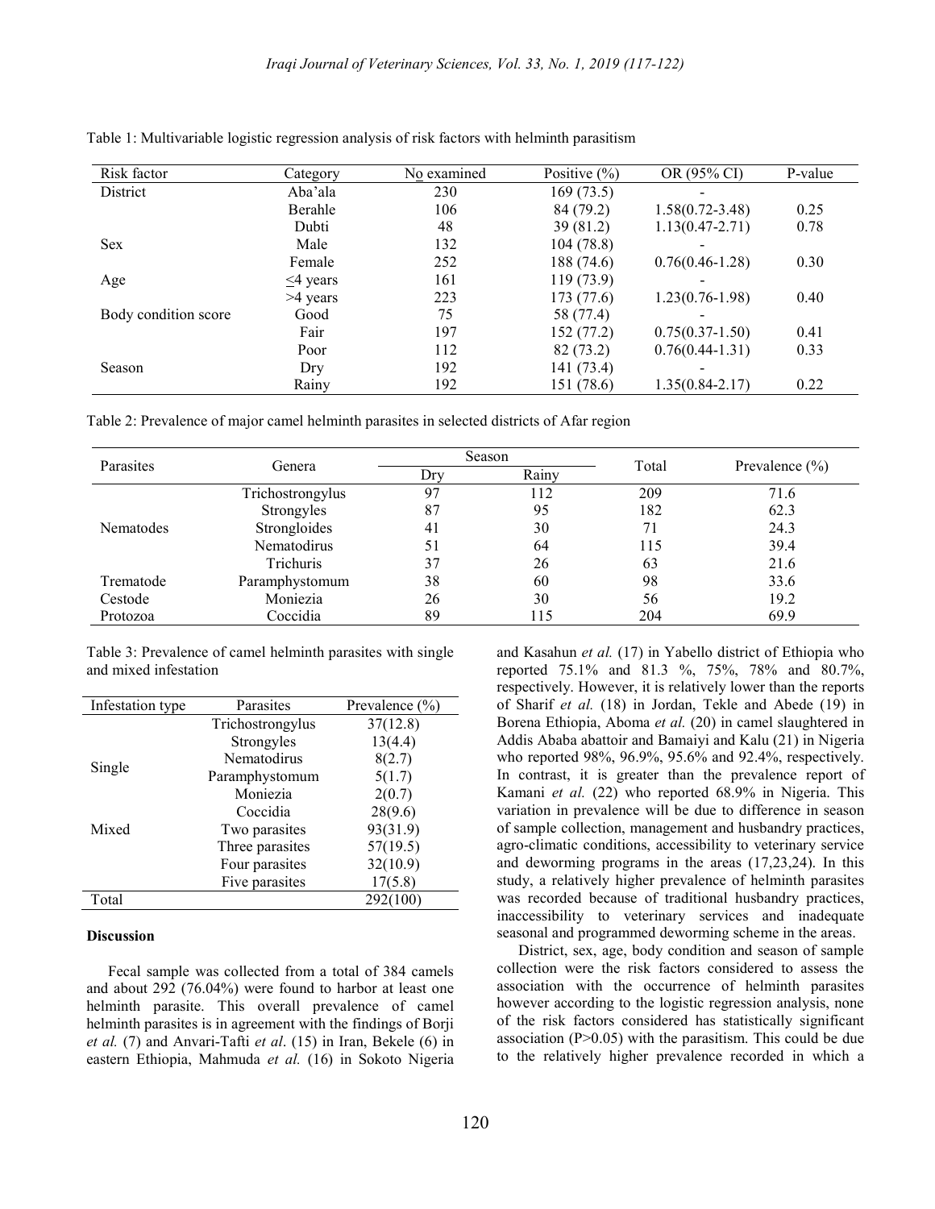Table 1: Multivariable logistic regression analysis of risk factors with helminth parasitism

| Risk factor | Category | No examined | Positive (%) | OR (95% CI) | P-value |
|---|---|---|---|---|---|
| District | Aba'ala | 230 | 169 (73.5) | - | |
| | Berahle | 106 | 84 (79.2) | 1.58(0.72-3.48) | 0.25 |
| | Dubti | 48 | 39 (81.2) | 1.13(0.47-2.71) | 0.78 |
| Sex | Male | 132 | 104 (78.8) | - | |
| | Female | 252 | 188 (74.6) | 0.76(0.46-1.28) | 0.30 |
| Age | ≤4 years | 161 | 119 (73.9) | - | |
| | >4 years | 223 | 173 (77.6) | 1.23(0.76-1.98) | 0.40 |
| Body condition score | Good | 75 | 58 (77.4) | - | |
| | Fair | 197 | 152 (77.2) | 0.75(0.37-1.50) | 0.41 |
| | Poor | 112 | 82 (73.2) | 0.76(0.44-1.31) | 0.33 |
| Season | Dry | 192 | 141 (73.4) | - | |
| | Rainy | 192 | 151 (78.6) | 1.35(0.84-2.17) | 0.22 |

Table 2: Prevalence of major camel helminth parasites in selected districts of Afar region

| Parasites | Genera | Season | | Total | Prevalence (%) |
|---|---|---|---|---|---|
| | | Dry | Rainy | | |
| Nematodes | Trichostrongylus | 97 | 112 | 209 | 71.6 |
| | Strongyles | 87 | 95 | 182 | 62.3 |
| | Strongloides | 41 | 30 | 71 | 24.3 |
| | Nematodirus | 51 | 64 | 115 | 39.4 |
| | Trichuris | 37 | 26 | 63 | 21.6 |
| Trematode | Paramphystomum | 38 | 60 | 98 | 33.6 |
| Cestode | Moniezia | 26 | 30 | 56 | 19.2 |
| Protozoa | Coccidia | 89 | 115 | 204 | 69.9 |

Table 3: Prevalence of camel helminth parasites with single and mixed infestation

| Infestation type | Parasites | Prevalence (%) |
|---|---|---|
| Single | Trichostrongylus | 37(12.8) |
| | Strongyles | 13(4.4) |
| | Nematodirus | 8(2.7) |
| | Paramphystomum | 5(1.7) |
| | Moniezia | 2(0.7) |
| | Coccidia | 28(9.6) |
| Mixed | Two parasites | 93(31.9) |
| | Three parasites | 57(19.5) |
| | Four parasites | 32(10.9) |
| | Five parasites | 17(5.8) |
| Total | | 292(100) |

## Discussion

Fecal sample was collected from a total of 384 camels and about 292 (76.04%) were found to harbor at least one helminth parasite. This overall prevalence of camel helminth parasites is in agreement with the findings of Borji *et al.* (7) and Anvari-Tafti *et al*. (15) in Iran, Bekele (6) in eastern Ethiopia, Mahmuda *et al.* (16) in Sokoto Nigeria and Kasahun *et al.* (17) in Yabello district of Ethiopia who reported 75.1% and 81.3 %, 75%, 78% and 80.7%, respectively. However, it is relatively lower than the reports of Sharif *et al.* (18) in Jordan, Tekle and Abede (19) in Borena Ethiopia, Aboma *et al.* (20) in camel slaughtered in Addis Ababa abattoir and Bamaiyi and Kalu (21) in Nigeria who reported 98%, 96.9%, 95.6% and 92.4%, respectively. In contrast, it is greater than the prevalence report of Kamani *et al.* (22) who reported 68.9% in Nigeria. This variation in prevalence will be due to difference in season of sample collection, management and husbandry practices, agro-climatic conditions, accessibility to veterinary service and deworming programs in the areas (17,23,24). In this study, a relatively higher prevalence of helminth parasites was recorded because of traditional husbandry practices, inaccessibility to veterinary services and inadequate seasonal and programmed deworming scheme in the areas.

District, sex, age, body condition and season of sample collection were the risk factors considered to assess the association with the occurrence of helminth parasites however according to the logistic regression analysis, none of the risk factors considered has statistically significant association (P>0.05) with the parasitism. This could be due to the relatively higher prevalence recorded in which a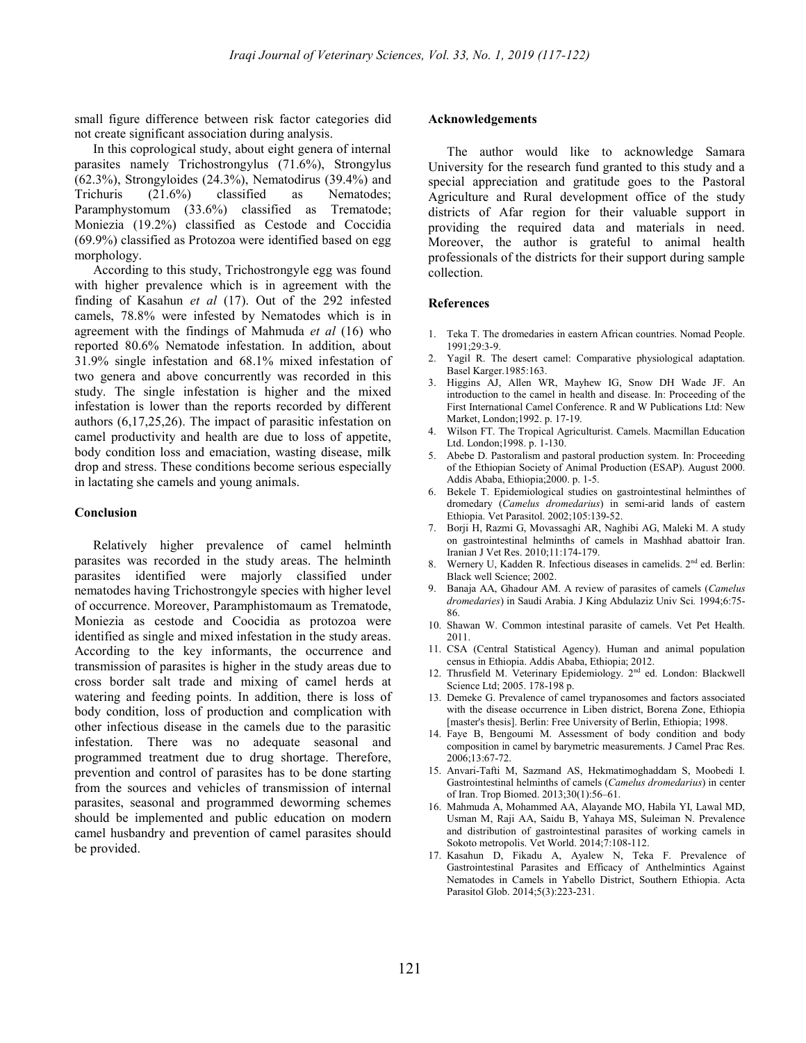small figure difference between risk factor categories did not create significant association during analysis.

In this coprological study, about eight genera of internal parasites namely Trichostrongylus (71.6%), Strongylus (62.3%), Strongyloides (24.3%), Nematodirus (39.4%) and Trichuris (21.6%) classified as Nematodes; Paramphystomum (33.6%) classified as Trematode; Moniezia (19.2%) classified as Cestode and Coccidia (69.9%) classified as Protozoa were identified based on egg morphology.

According to this study, Trichostrongyle egg was found with higher prevalence which is in agreement with the finding of Kasahun *et al* (17). Out of the 292 infested camels, 78.8% were infested by Nematodes which is in agreement with the findings of Mahmuda *et al* (16) who reported 80.6% Nematode infestation. In addition, about 31.9% single infestation and 68.1% mixed infestation of two genera and above concurrently was recorded in this study. The single infestation is higher and the mixed infestation is lower than the reports recorded by different authors (6,17,25,26). The impact of parasitic infestation on camel productivity and health are due to loss of appetite, body condition loss and emaciation, wasting disease, milk drop and stress. These conditions become serious especially in lactating she camels and young animals.

## Conclusion

Relatively higher prevalence of camel helminth parasites was recorded in the study areas. The helminth parasites identified were majorly classified under nematodes having Trichostrongyle species with higher level of occurrence. Moreover, Paramphistomaum as Trematode, Moniezia as cestode and Coocidia as protozoa were identified as single and mixed infestation in the study areas. According to the key informants, the occurrence and transmission of parasites is higher in the study areas due to cross border salt trade and mixing of camel herds at watering and feeding points. In addition, there is loss of body condition, loss of production and complication with other infectious disease in the camels due to the parasitic infestation. There was no adequate seasonal and programmed treatment due to drug shortage. Therefore, prevention and control of parasites has to be done starting from the sources and vehicles of transmission of internal parasites, seasonal and programmed deworming schemes should be implemented and public education on modern camel husbandry and prevention of camel parasites should be provided.

## Acknowledgements

The author would like to acknowledge Samara University for the research fund granted to this study and a special appreciation and gratitude goes to the Pastoral Agriculture and Rural development office of the study districts of Afar region for their valuable support in providing the required data and materials in need. Moreover, the author is grateful to animal health professionals of the districts for their support during sample collection.

## References

1. Teka T. The dromedaries in eastern African countries. Nomad People. 1991;29:3-9.
2. Yagil R. The desert camel: Comparative physiological adaptation. Basel Karger.1985:163.
3. Higgins AJ, Allen WR, Mayhew IG, Snow DH Wade JF. An introduction to the camel in health and disease. In: Proceeding of the First International Camel Conference. R and W Publications Ltd: New Market, London;1992. p. 17-19.
4. Wilson FT. The Tropical Agriculturist. Camels. Macmillan Education Ltd. London;1998. p. 1-130.
5. Abebe D. Pastoralism and pastoral production system. In: Proceeding of the Ethiopian Society of Animal Production (ESAP). August 2000. Addis Ababa, Ethiopia;2000. p. 1-5.
6. Bekele T. Epidemiological studies on gastrointestinal helminthes of dromedary (*Camelus dromedarius*) in semi-arid lands of eastern Ethiopia. Vet Parasitol. 2002;105:139-52.
7. Borji H, Razmi G, Movassaghi AR, Naghibi AG, Maleki M. A study on gastrointestinal helminths of camels in Mashhad abattoir Iran. Iranian J Vet Res. 2010;11:174-179.
8. Wernery U, Kadden R. Infectious diseases in camelids. 2nd ed. Berlin: Black well Science; 2002.
9. Banaja AA, Ghadour AM. A review of parasites of camels (*Camelus dromedaries*) in Saudi Arabia. J King Abdulaziz Univ Sci. 1994;6:75-86.
10. Shawan W. Common intestinal parasite of camels. Vet Pet Health. 2011.
11. CSA (Central Statistical Agency). Human and animal population census in Ethiopia. Addis Ababa, Ethiopia; 2012.
12. Thrusfield M. Veterinary Epidemiology. 2nd ed. London: Blackwell Science Ltd; 2005. 178-198 p.
13. Demeke G. Prevalence of camel trypanosomes and factors associated with the disease occurrence in Liben district, Borena Zone, Ethiopia [master's thesis]. Berlin: Free University of Berlin, Ethiopia; 1998.
14. Faye B, Bengoumi M. Assessment of body condition and body composition in camel by barymetric measurements. J Camel Prac Res. 2006;13:67-72.
15. Anvari-Tafti M, Sazmand AS, Hekmatimoghaddam S, Moobedi I. Gastrointestinal helminths of camels (*Camelus dromedarius*) in center of Iran. Trop Biomed. 2013;30(1):56–61.
16. Mahmuda A, Mohammed AA, Alayande MO, Habila YI, Lawal MD, Usman M, Raji AA, Saidu B, Yahaya MS, Suleiman N. Prevalence and distribution of gastrointestinal parasites of working camels in Sokoto metropolis. Vet World. 2014;7:108-112.
17. Kasahun D, Fikadu A, Ayalew N, Teka F. Prevalence of Gastrointestinal Parasites and Efficacy of Anthelmintics Against Nematodes in Camels in Yabello District, Southern Ethiopia. Acta Parasitol Glob. 2014;5(3):223-231.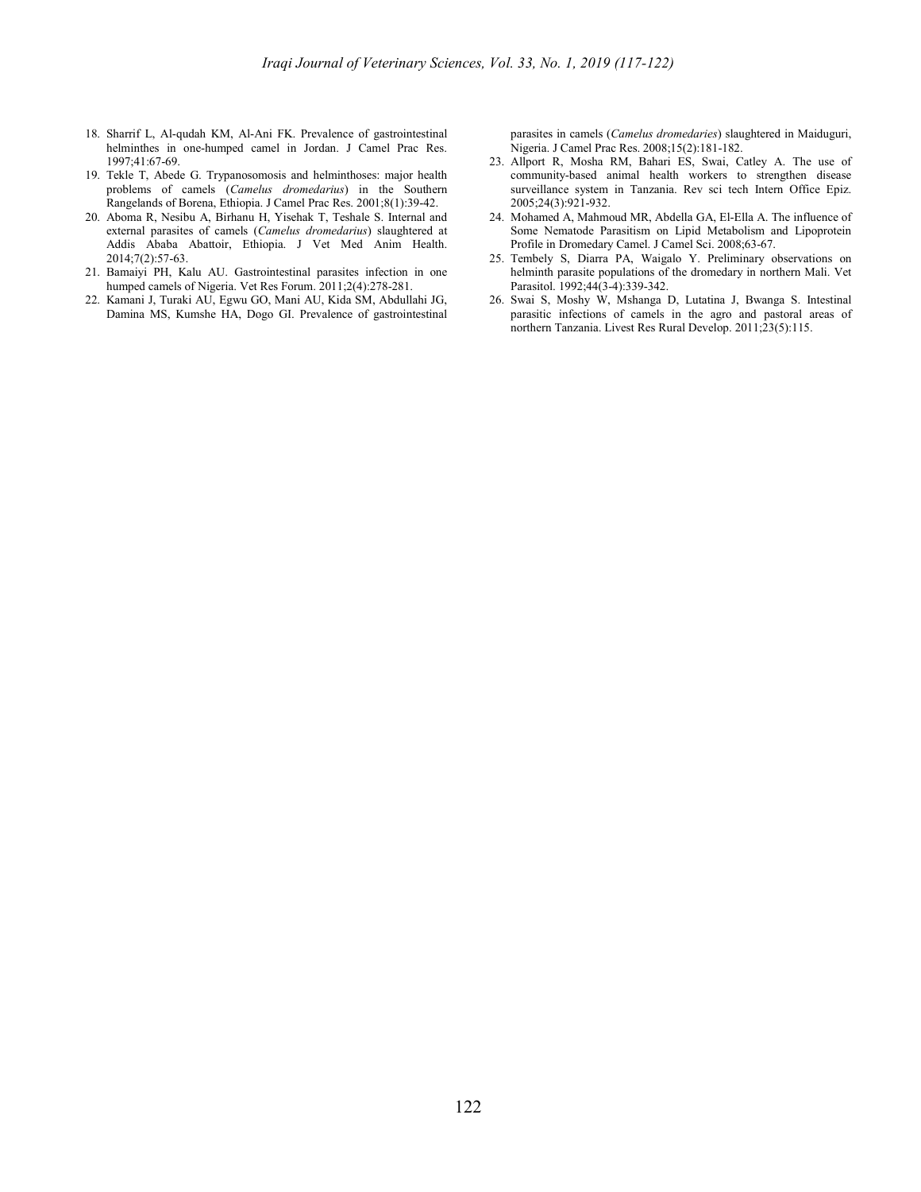18. Sharrif L, Al-qudah KM, Al-Ani FK. Prevalence of gastrointestinal helminthes in one-humped camel in Jordan. J Camel Prac Res. 1997;41:67-69.
19. Tekle T, Abede G. Trypanosomosis and helminthoses: major health problems of camels (*Camelus dromedarius*) in the Southern Rangelands of Borena, Ethiopia. J Camel Prac Res. 2001;8(1):39-42.
20. Aboma R, Nesibu A, Birhanu H, Yisehak T, Teshale S. Internal and external parasites of camels (*Camelus dromedarius*) slaughtered at Addis Ababa Abattoir, Ethiopia. J Vet Med Anim Health. 2014;7(2):57-63.
21. Bamaiyi PH, Kalu AU. Gastrointestinal parasites infection in one humped camels of Nigeria. Vet Res Forum. 2011;2(4):278-281.
22. Kamani J, Turaki AU, Egwu GO, Mani AU, Kida SM, Abdullahi JG, Damina MS, Kumshe HA, Dogo GI. Prevalence of gastrointestinal parasites in camels (*Camelus dromedaries*) slaughtered in Maiduguri, Nigeria. J Camel Prac Res. 2008;15(2):181-182.
23. Allport R, Mosha RM, Bahari ES, Swai, Catley A. The use of community-based animal health workers to strengthen disease surveillance system in Tanzania. Rev sci tech Intern Office Epiz. 2005;24(3):921-932.
24. Mohamed A, Mahmoud MR, Abdella GA, El-Ella A. The influence of Some Nematode Parasitism on Lipid Metabolism and Lipoprotein Profile in Dromedary Camel. J Camel Sci. 2008;63-67.
25. Tembely S, Diarra PA, Waigalo Y. Preliminary observations on helminth parasite populations of the dromedary in northern Mali. Vet Parasitol. 1992;44(3-4):339-342.
26. Swai S, Moshy W, Mshanga D, Lutatina J, Bwanga S. Intestinal parasitic infections of camels in the agro and pastoral areas of northern Tanzania. Livest Res Rural Develop. 2011;23(5):115.